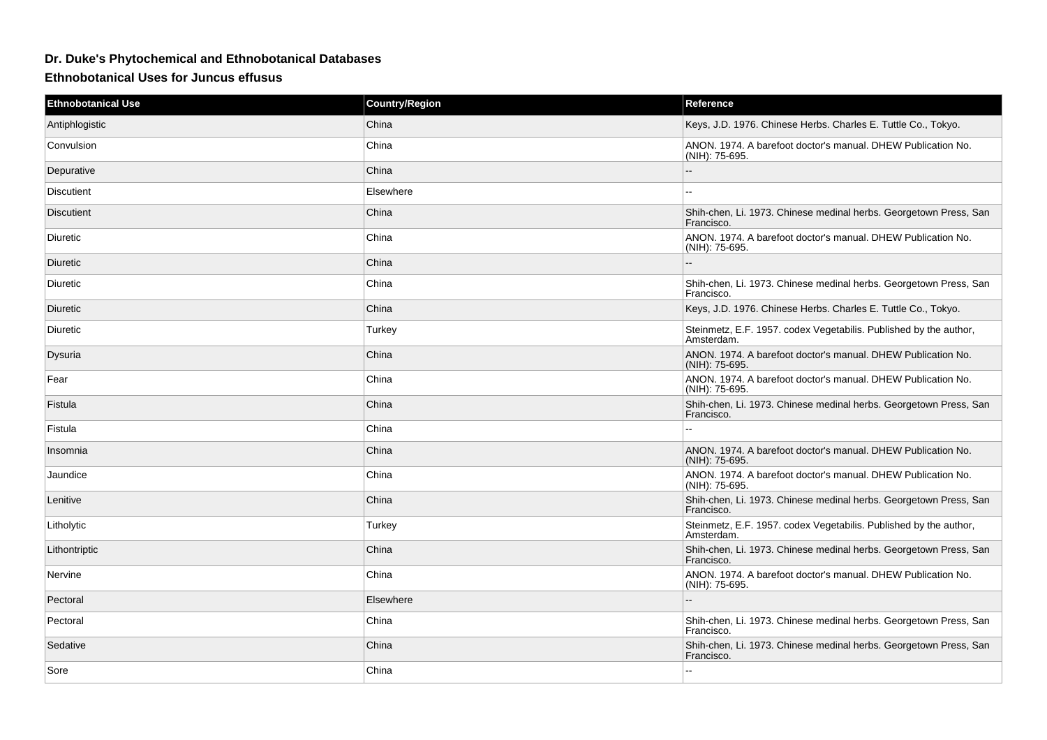## Dr. Duke's Phytochemical and Ethnobotanical Databases

### Ethnobotanical Uses for Juncus effusus

| Ethnobotanical Use | Country/Region | Reference |
| --- | --- | --- |
| Antiphlogistic | China | Keys, J.D. 1976. Chinese Herbs. Charles E. Tuttle Co., Tokyo. |
| Convulsion | China | ANON. 1974. A barefoot doctor's manual. DHEW Publication No. (NIH): 75-695. |
| Depurative | China | -- |
| Discutient | Elsewhere | -- |
| Discutient | China | Shih-chen, Li. 1973. Chinese medinal herbs. Georgetown Press, San Francisco. |
| Diuretic | China | ANON. 1974. A barefoot doctor's manual. DHEW Publication No. (NIH): 75-695. |
| Diuretic | China | -- |
| Diuretic | China | Shih-chen, Li. 1973. Chinese medinal herbs. Georgetown Press, San Francisco. |
| Diuretic | China | Keys, J.D. 1976. Chinese Herbs. Charles E. Tuttle Co., Tokyo. |
| Diuretic | Turkey | Steinmetz, E.F. 1957. codex Vegetabilis. Published by the author, Amsterdam. |
| Dysuria | China | ANON. 1974. A barefoot doctor's manual. DHEW Publication No. (NIH): 75-695. |
| Fear | China | ANON. 1974. A barefoot doctor's manual. DHEW Publication No. (NIH): 75-695. |
| Fistula | China | Shih-chen, Li. 1973. Chinese medinal herbs. Georgetown Press, San Francisco. |
| Fistula | China | -- |
| Insomnia | China | ANON. 1974. A barefoot doctor's manual. DHEW Publication No. (NIH): 75-695. |
| Jaundice | China | ANON. 1974. A barefoot doctor's manual. DHEW Publication No. (NIH): 75-695. |
| Lenitive | China | Shih-chen, Li. 1973. Chinese medinal herbs. Georgetown Press, San Francisco. |
| Litholytic | Turkey | Steinmetz, E.F. 1957. codex Vegetabilis. Published by the author, Amsterdam. |
| Lithontriptic | China | Shih-chen, Li. 1973. Chinese medinal herbs. Georgetown Press, San Francisco. |
| Nervine | China | ANON. 1974. A barefoot doctor's manual. DHEW Publication No. (NIH): 75-695. |
| Pectoral | Elsewhere | -- |
| Pectoral | China | Shih-chen, Li. 1973. Chinese medinal herbs. Georgetown Press, San Francisco. |
| Sedative | China | Shih-chen, Li. 1973. Chinese medinal herbs. Georgetown Press, San Francisco. |
| Sore | China | -- |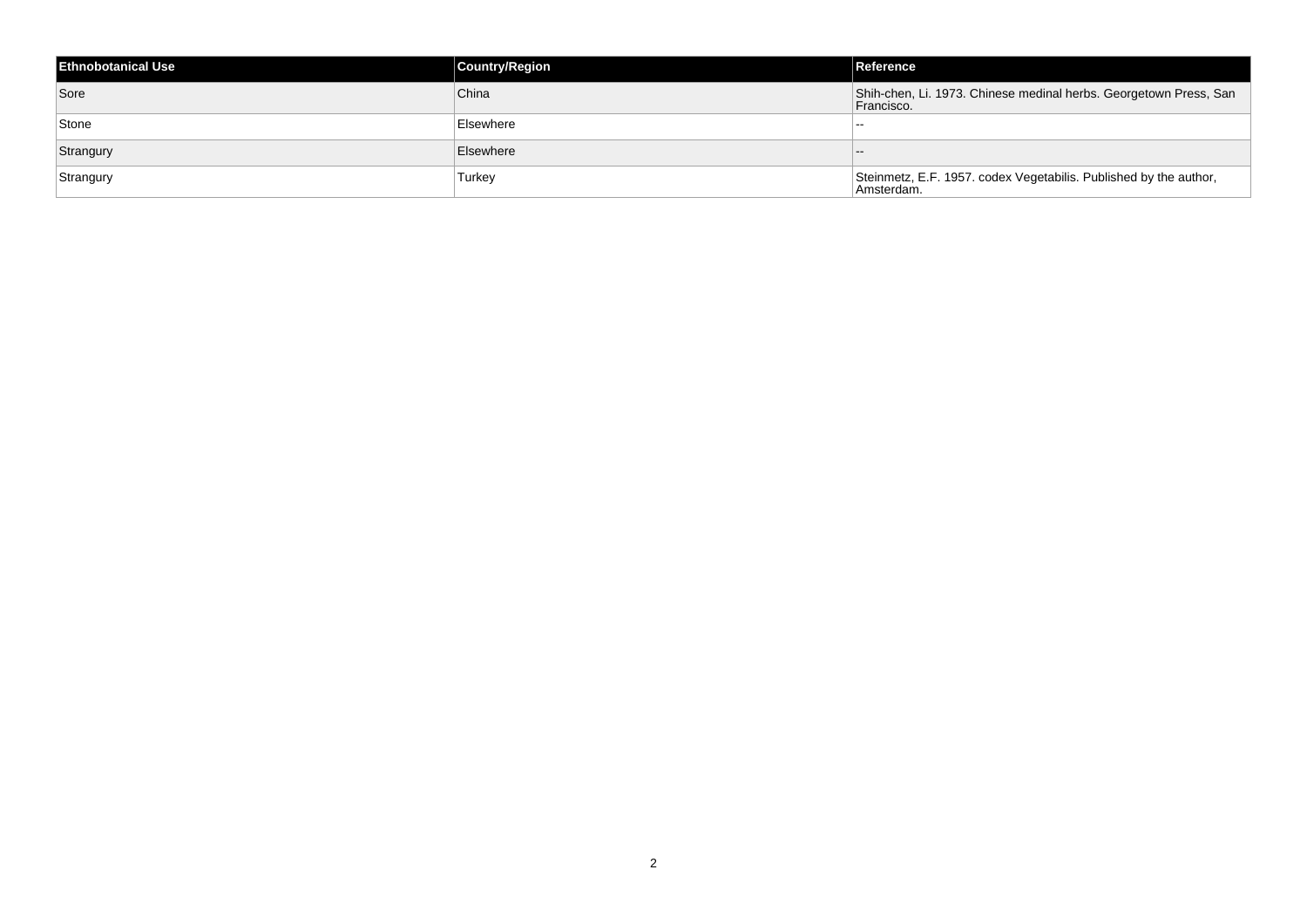| Ethnobotanical Use | Country/Region | Reference |
| --- | --- | --- |
| Sore | China | Shih-chen, Li. 1973. Chinese medinal herbs. Georgetown Press, San Francisco. |
| Stone | Elsewhere | -- |
| Strangury | Elsewhere | -- |
| Strangury | Turkey | Steinmetz, E.F. 1957. codex Vegetabilis. Published by the author, Amsterdam. |